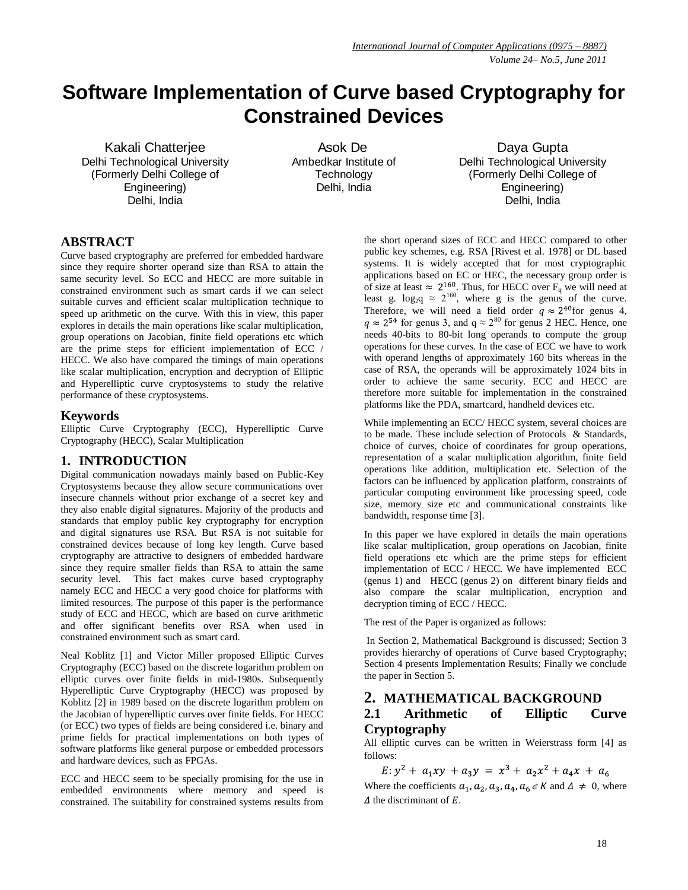# Software Implementation of Curve based Cryptography for Constrained Devices

Kakali Chatterjee
Delhi Technological University
(Formerly Delhi College of Engineering)
Delhi, India

Asok De
Ambedkar Institute of Technology
Delhi, India

Daya Gupta
Delhi Technological University
(Formerly Delhi College of Engineering)
Delhi, India

## ABSTRACT

Curve based cryptography are preferred for embedded hardware since they require shorter operand size than RSA to attain the same security level. So ECC and HECC are more suitable in constrained environment such as smart cards if we can select suitable curves and efficient scalar multiplication technique to speed up arithmetic on the curve. With this in view, this paper explores in details the main operations like scalar multiplication, group operations on Jacobian, finite field operations etc which are the prime steps for efficient implementation of ECC / HECC. We also have compared the timings of main operations like scalar multiplication, encryption and decryption of Elliptic and Hyperelliptic curve cryptosystems to study the relative performance of these cryptosystems.

## Keywords

Elliptic Curve Cryptography (ECC), Hyperelliptic Curve Cryptography (HECC), Scalar Multiplication

## 1. INTRODUCTION

Digital communication nowadays mainly based on Public-Key Cryptosystems because they allow secure communications over insecure channels without prior exchange of a secret key and they also enable digital signatures. Majority of the products and standards that employ public key cryptography for encryption and digital signatures use RSA. But RSA is not suitable for constrained devices because of long key length. Curve based cryptography are attractive to designers of embedded hardware since they require smaller fields than RSA to attain the same security level. This fact makes curve based cryptography namely ECC and HECC a very good choice for platforms with limited resources. The purpose of this paper is the performance study of ECC and HECC, which are based on curve arithmetic and offer significant benefits over RSA when used in constrained environment such as smart card.

Neal Koblitz [1] and Victor Miller proposed Elliptic Curves Cryptography (ECC) based on the discrete logarithm problem on elliptic curves over finite fields in mid-1980s. Subsequently Hyperelliptic Curve Cryptography (HECC) was proposed by Koblitz [2] in 1989 based on the discrete logarithm problem on the Jacobian of hyperelliptic curves over finite fields. For HECC (or ECC) two types of fields are being considered i.e. binary and prime fields for practical implementations on both types of software platforms like general purpose or embedded processors and hardware devices, such as FPGAs.

ECC and HECC seem to be specially promising for the use in embedded environments where memory and speed is constrained. The suitability for constrained systems results from the short operand sizes of ECC and HECC compared to other public key schemes, e.g. RSA [Rivest et al. 1978] or DL based systems. It is widely accepted that for most cryptographic applications based on EC or HEC, the necessary group order is of size at least $\approx 2^{160}$. Thus, for HECC over $F_q$ we will need at least g. $\log_2 q \approx 2^{160}$, where g is the genus of the curve. Therefore, we will need a field order $q \approx 2^{40}$ for genus 4, $q \approx 2^{54}$ for genus 3, and $q \approx 2^{80}$ for genus 2 HEC. Hence, one needs 40-bits to 80-bit long operands to compute the group operations for these curves. In the case of ECC we have to work with operand lengths of approximately 160 bits whereas in the case of RSA, the operands will be approximately 1024 bits in order to achieve the same security. ECC and HECC are therefore more suitable for implementation in the constrained platforms like the PDA, smartcard, handheld devices etc.

While implementing an ECC/ HECC system, several choices are to be made. These include selection of Protocols & Standards, choice of curves, choice of coordinates for group operations, representation of a scalar multiplication algorithm, finite field operations like addition, multiplication etc. Selection of the factors can be influenced by application platform, constraints of particular computing environment like processing speed, code size, memory size etc and communicational constraints like bandwidth, response time [3].

In this paper we have explored in details the main operations like scalar multiplication, group operations on Jacobian, finite field operations etc which are the prime steps for efficient implementation of ECC / HECC. We have implemented ECC (genus 1) and HECC (genus 2) on different binary fields and also compare the scalar multiplication, encryption and decryption timing of ECC / HECC.

The rest of the Paper is organized as follows:

In Section 2, Mathematical Background is discussed; Section 3 provides hierarchy of operations of Curve based Cryptography; Section 4 presents Implementation Results; Finally we conclude the paper in Section 5.

## 2. MATHEMATICAL BACKGROUND

### 2.1 Arithmetic of Elliptic Curve Cryptography

All elliptic curves can be written in Weierstrass form [4] as follows:

$$E: y^2 + a_1xy + a_3y = x^3 + a_2x^2 + a_4x + a_6$$

Where the coefficients $a_1, a_2, a_3, a_4, a_6 \in K$ and $\Delta \neq 0$, where $\Delta$ the discriminant of $E$.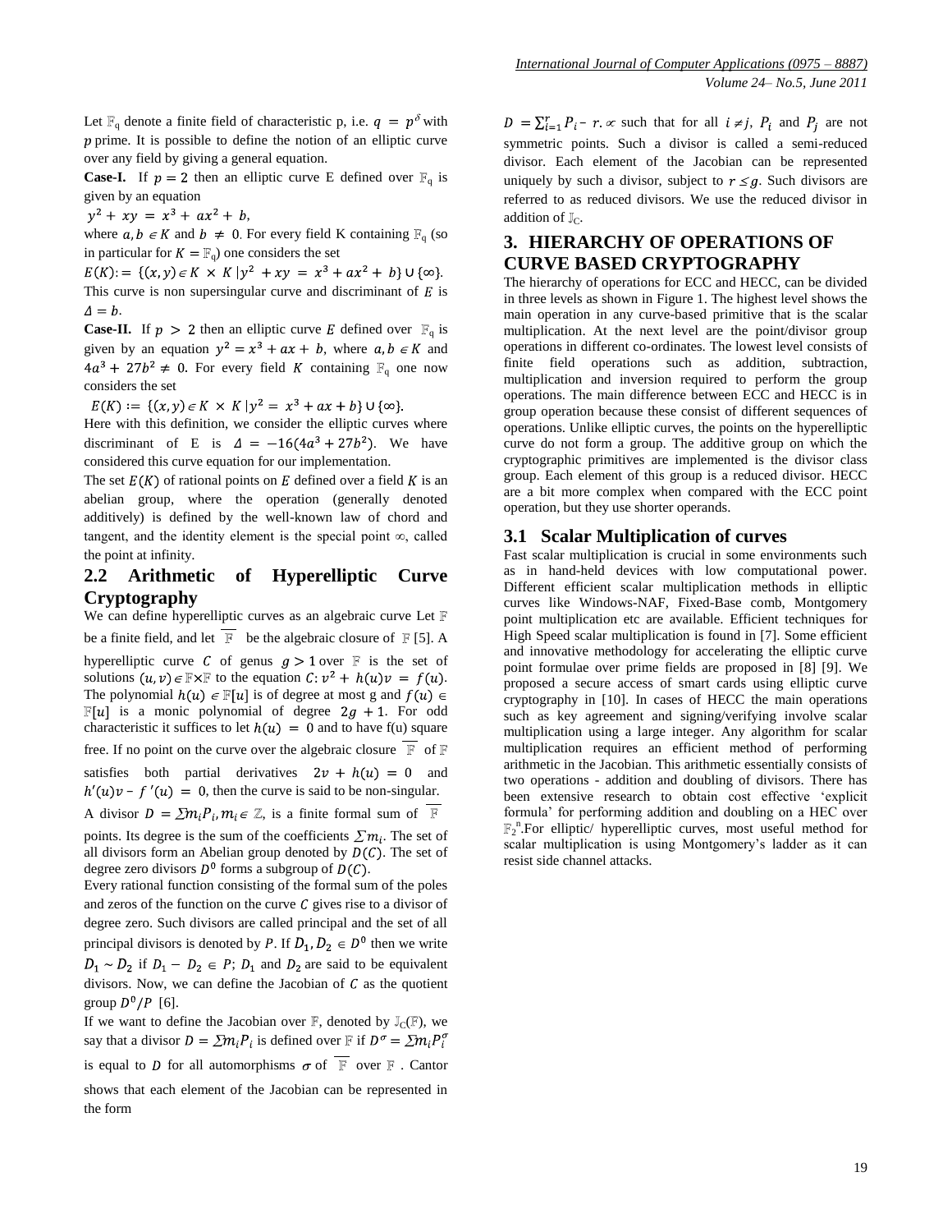Let $\mathbb{F}_q$ denote a finite field of characteristic p, i.e. $q = p^\delta$ with $p$ prime. It is possible to define the notion of an elliptic curve over any field by giving a general equation.

**Case-I.** If $p = 2$ then an elliptic curve E defined over $\mathbb{F}_q$ is given by an equation

$y^2 + xy = x^3 + ax^2 + b$,

where $a, b \in K$ and $b \neq 0$. For every field K containing $\mathbb{F}_q$ (so in particular for $K = \mathbb{F}_q$) one considers the set

$E(K) := \{(x, y) \in K \times K \mid y^2 + xy = x^3 + ax^2 + b\} \cup \{\infty\}$.

This curve is non supersingular curve and discriminant of $E$ is $\Delta = b$.

**Case-II.** If $p > 2$ then an elliptic curve $E$ defined over $\mathbb{F}_q$ is given by an equation $y^2 = x^3 + ax + b$, where $a, b \in K$ and $4a^3 + 27b^2 \neq 0$. For every field $K$ containing $\mathbb{F}_q$ one now considers the set

$E(K) := \{(x, y) \in K \times K \mid y^2 = x^3 + ax + b\} \cup \{\infty\}$.

Here with this definition, we consider the elliptic curves where discriminant of E is $\Delta = -16(4a^3 + 27b^2)$. We have considered this curve equation for our implementation.

The set $E(K)$ of rational points on $E$ defined over a field $K$ is an abelian group, where the operation (generally denoted additively) is defined by the well-known law of chord and tangent, and the identity element is the special point $\infty$, called the point at infinity.

## 2.2 Arithmetic of Hyperelliptic Curve Cryptography

We can define hyperelliptic curves as an algebraic curve Let $\mathbb{F}$ be a finite field, and let $\overline{\mathbb{F}}$ be the algebraic closure of $\mathbb{F}$ [5]. A hyperelliptic curve $C$ of genus $g > 1$ over $\mathbb{F}$ is the set of solutions $(u, v) \in \mathbb{F} \times \mathbb{F}$ to the equation $C: v^2 + h(u)v = f(u)$. The polynomial $h(u) \in \mathbb{F}[u]$ is of degree at most g and $f(u) \in \mathbb{F}[u]$ is a monic polynomial of degree $2g + 1$. For odd characteristic it suffices to let $h(u) = 0$ and to have f(u) square free. If no point on the curve over the algebraic closure $\overline{\mathbb{F}}$ of $\mathbb{F}$ satisfies both partial derivatives $2v + h(u) = 0$ and $h'(u)v - f'(u) = 0$, then the curve is said to be non-singular.

A divisor $D = \sum m_i P_i, m_i \in \mathbb{Z}$, is a finite formal sum of $\overline{\mathbb{F}}$ points. Its degree is the sum of the coefficients $\sum m_i$. The set of all divisors form an Abelian group denoted by $D(C)$. The set of degree zero divisors $D^0$ forms a subgroup of $D(C)$.

Every rational function consisting of the formal sum of the poles and zeros of the function on the curve $C$ gives rise to a divisor of degree zero. Such divisors are called principal and the set of all principal divisors is denoted by $P$. If $D_1, D_2 \in D^0$ then we write $D_1 \sim D_2$ if $D_1 - D_2 \in P$; $D_1$ and $D_2$ are said to be equivalent divisors. Now, we can define the Jacobian of $C$ as the quotient group $D^0/P$ [6].

If we want to define the Jacobian over $\mathbb{F}$, denoted by $\mathbb{J}_C(\mathbb{F})$, we say that a divisor $D = \sum m_i P_i$ is defined over $\mathbb{F}$ if $D^\sigma = \sum m_i P_i^\sigma$ is equal to $D$ for all automorphisms $\sigma$ of $\overline{\mathbb{F}}$ over $\mathbb{F}$. Cantor shows that each element of the Jacobian can be represented in the form

$D = \sum_{i=1}^{r} P_i - r.\infty$ such that for all $i \neq j$, $P_i$ and $P_j$ are not symmetric points. Such a divisor is called a semi-reduced divisor. Each element of the Jacobian can be represented uniquely by such a divisor, subject to $r \leq g$. Such divisors are referred to as reduced divisors. We use the reduced divisor in addition of $\mathbb{J}_C$.

# 3. HIERARCHY OF OPERATIONS OF CURVE BASED CRYPTOGRAPHY

The hierarchy of operations for ECC and HECC, can be divided in three levels as shown in Figure 1. The highest level shows the main operation in any curve-based primitive that is the scalar multiplication. At the next level are the point/divisor group operations in different co-ordinates. The lowest level consists of finite field operations such as addition, subtraction, multiplication and inversion required to perform the group operations. The main difference between ECC and HECC is in group operation because these consist of different sequences of operations. Unlike elliptic curves, the points on the hyperelliptic curve do not form a group. The additive group on which the cryptographic primitives are implemented is the divisor class group. Each element of this group is a reduced divisor. HECC are a bit more complex when compared with the ECC point operation, but they use shorter operands.

## 3.1 Scalar Multiplication of curves

Fast scalar multiplication is crucial in some environments such as in hand-held devices with low computational power. Different efficient scalar multiplication methods in elliptic curves like Windows-NAF, Fixed-Base comb, Montgomery point multiplication etc are available. Efficient techniques for High Speed scalar multiplication is found in [7]. Some efficient and innovative methodology for accelerating the elliptic curve point formulae over prime fields are proposed in [8] [9]. We proposed a secure access of smart cards using elliptic curve cryptography in [10]. In cases of HECC the main operations such as key agreement and signing/verifying involve scalar multiplication using a large integer. Any algorithm for scalar multiplication requires an efficient method of performing arithmetic in the Jacobian. This arithmetic essentially consists of two operations - addition and doubling of divisors. There has been extensive research to obtain cost effective 'explicit formula' for performing addition and doubling on a HEC over $\mathbb{F}_2^{\,n}$.For elliptic/ hyperelliptic curves, most useful method for scalar multiplication is using Montgomery's ladder as it can resist side channel attacks.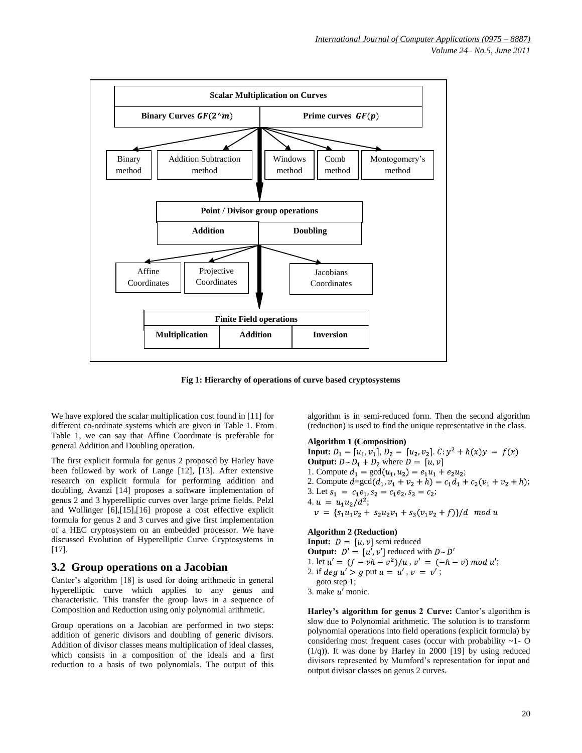**Scalar Multiplication on Curves**

| Binary Curves $GF(2^m)$ | Prime curves $GF(p)$ |
| --- | --- |

Binary method | Addition Subtraction method | Windows method | Comb method | Montogomery's method

**Point / Divisor group operations**

| Addition | Doubling |
| --- | --- |

Affine Coordinates | Projective Coordinates | Jacobians Coordinates

**Finite Field operations**

| Multiplication | Addition | Inversion |
| --- | --- | --- |

**Fig 1: Hierarchy of operations of curve based cryptosystems**

We have explored the scalar multiplication cost found in [11] for different co-ordinate systems which are given in Table 1. From Table 1, we can say that Affine Coordinate is preferable for general Addition and Doubling operation.

The first explicit formula for genus 2 proposed by Harley have been followed by work of Lange [12], [13]. After extensive research on explicit formula for performing addition and doubling, Avanzi [14] proposes a software implementation of genus 2 and 3 hyperelliptic curves over large prime fields. Pelzl and Wollinger [6],[15],[16] propose a cost effective explicit formula for genus 2 and 3 curves and give first implementation of a HEC cryptosystem on an embedded processor. We have discussed Evolution of Hyperelliptic Curve Cryptosystems in [17].

## 3.2 Group operations on a Jacobian

Cantor's algorithm [18] is used for doing arithmetic in general hyperelliptic curve which applies to any genus and characteristic. This transfer the group laws in a sequence of Composition and Reduction using only polynomial arithmetic.

Group operations on a Jacobian are performed in two steps: addition of generic divisors and doubling of generic divisors. Addition of divisor classes means multiplication of ideal classes, which consists in a composition of the ideals and a first reduction to a basis of two polynomials. The output of this algorithm is in semi-reduced form. Then the second algorithm (reduction) is used to find the unique representative in the class.

**Algorithm 1 (Composition)**

**Input:** $D_1 = [u_1, v_1]$, $D_2 = [u_2, v_2]$. $C: y^2 + h(x)y = f(x)$

**Output:** $D \sim D_1 + D_2$ where $D = [u, v]$

1. Compute $d_1 = \gcd(u_1, u_2) = e_1u_1 + e_2u_2$;
2. Compute $d = \gcd(d_1, v_1 + v_2 + h) = c_1d_1 + c_2(v_1 + v_2 + h)$;
3. Let $s_1 = c_1e_1, s_2 = c_1e_2, s_3 = c_2$;
4. $u = u_1u_2/d^2$;
   $v = \{s_1u_1v_2 + s_2u_2v_1 + s_3(v_1v_2 + f)\}/d \mod u$

**Algorithm 2 (Reduction)**

**Input:** $D = [u, v]$ semi reduced

**Output:** $D' = [u', v']$ reduced with $D \sim D'$

1. let $u' = (f - vh - v^2)/u$ , $v' = (-h - v) \mod u'$;
2. if $deg\, u' > g$ put $u = u'$ , $v = v'$ ;
   goto step 1;
3. make $u'$ monic.

**Harley's algorithm for genus 2 Curve:** Cantor's algorithm is slow due to Polynomial arithmetic. The solution is to transform polynomial operations into field operations (explicit formula) by considering most frequent cases (occur with probability ~1- O (1/q)). It was done by Harley in 2000 [19] by using reduced divisors represented by Mumford's representation for input and output divisor classes on genus 2 curves.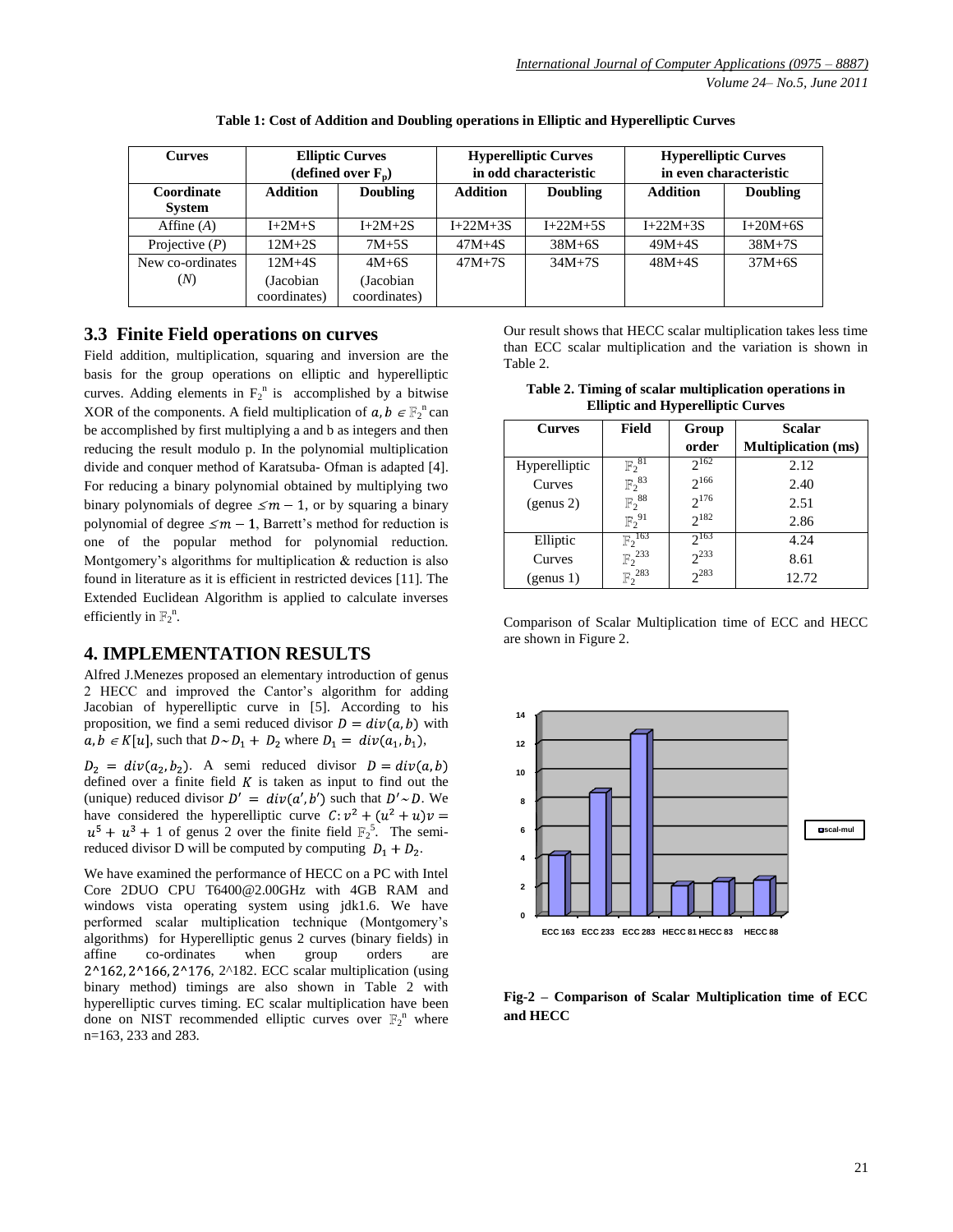**Table 1: Cost of Addition and Doubling operations in Elliptic and Hyperelliptic Curves**

| Curves | Elliptic Curves (defined over $F_p$) | | Hyperelliptic Curves in odd characteristic | | Hyperelliptic Curves in even characteristic | |
|---|---|---|---|---|---|---|
| Coordinate System | Addition | Doubling | Addition | Doubling | Addition | Doubling |
| Affine (*A*) | I+2M+S | I+2M+2S | I+22M+3S | I+22M+5S | I+22M+3S | I+20M+6S |
| Projective (*P*) | 12M+2S | 7M+5S | 47M+4S | 38M+6S | 49M+4S | 38M+7S |
| New co-ordinates (*N*) | 12M+4S (Jacobian coordinates) | 4M+6S (Jacobian coordinates) | 47M+7S | 34M+7S | 48M+4S | 37M+6S |

### 3.3 Finite Field operations on curves

Field addition, multiplication, squaring and inversion are the basis for the group operations on elliptic and hyperelliptic curves. Adding elements in $F_2^n$ is accomplished by a bitwise XOR of the components. A field multiplication of $a, b \in \mathbb{F}_2^n$ can be accomplished by first multiplying a and b as integers and then reducing the result modulo p. In the polynomial multiplication divide and conquer method of Karatsuba- Ofman is adapted [4]. For reducing a binary polynomial obtained by multiplying two binary polynomials of degree $\leq m-1$, or by squaring a binary polynomial of degree $\leq m-1$, Barrett's method for reduction is one of the popular method for polynomial reduction. Montgomery's algorithms for multiplication & reduction is also found in literature as it is efficient in restricted devices [11]. The Extended Euclidean Algorithm is applied to calculate inverses efficiently in $\mathbb{F}_2^n$.

## 4. IMPLEMENTATION RESULTS

Alfred J.Menezes proposed an elementary introduction of genus 2 HECC and improved the Cantor's algorithm for adding Jacobian of hyperelliptic curve in [5]. According to his proposition, we find a semi reduced divisor $D = div(a, b)$ with $a, b \in K[u]$, such that $D \sim D_1 + D_2$ where $D_1 = div(a_1, b_1)$, $D_2 = div(a_2, b_2)$. A semi reduced divisor $D = div(a, b)$ defined over a finite field $K$ is taken as input to find out the (unique) reduced divisor $D' = div(a', b')$ such that $D' \sim D$. We have considered the hyperelliptic curve $C: v^2 + (u^2 + u)v = u^5 + u^3 + 1$ of genus 2 over the finite field $\mathbb{F}_2^5$. The semi-reduced divisor D will be computed by computing $D_1 + D_2$.

We have examined the performance of HECC on a PC with Intel Core 2DUO CPU T6400@2.00GHz with 4GB RAM and windows vista operating system using jdk1.6. We have performed scalar multiplication technique (Montgomery's algorithms) for Hyperelliptic genus 2 curves (binary fields) in affine co-ordinates when group orders are $2^{162}, 2^{166}, 2^{176}, 2^{182}$. ECC scalar multiplication (using binary method) timings are also shown in Table 2 with hyperelliptic curves timing. EC scalar multiplication have been done on NIST recommended elliptic curves over $\mathbb{F}_2^n$ where n=163, 233 and 283.

Our result shows that HECC scalar multiplication takes less time than ECC scalar multiplication and the variation is shown in Table 2.

**Table 2. Timing of scalar multiplication operations in Elliptic and Hyperelliptic Curves**

| Curves | Field | Group order | Scalar Multiplication (ms) |
|---|---|---|---|
| Hyperelliptic Curves (genus 2) | $\mathbb{F}_2^{81}$ | $2^{162}$ | 2.12 |
| | $\mathbb{F}_2^{83}$ | $2^{166}$ | 2.40 |
| | $\mathbb{F}_2^{88}$ | $2^{176}$ | 2.51 |
| | $\mathbb{F}_2^{91}$ | $2^{182}$ | 2.86 |
| Elliptic Curves (genus 1) | $\mathbb{F}_2^{163}$ | $2^{163}$ | 4.24 |
| | $\mathbb{F}_2^{233}$ | $2^{233}$ | 8.61 |
| | $\mathbb{F}_2^{283}$ | $2^{283}$ | 12.72 |

Comparison of Scalar Multiplication time of ECC and HECC are shown in Figure 2.

**Fig-2 – Comparison of Scalar Multiplication time of ECC and HECC**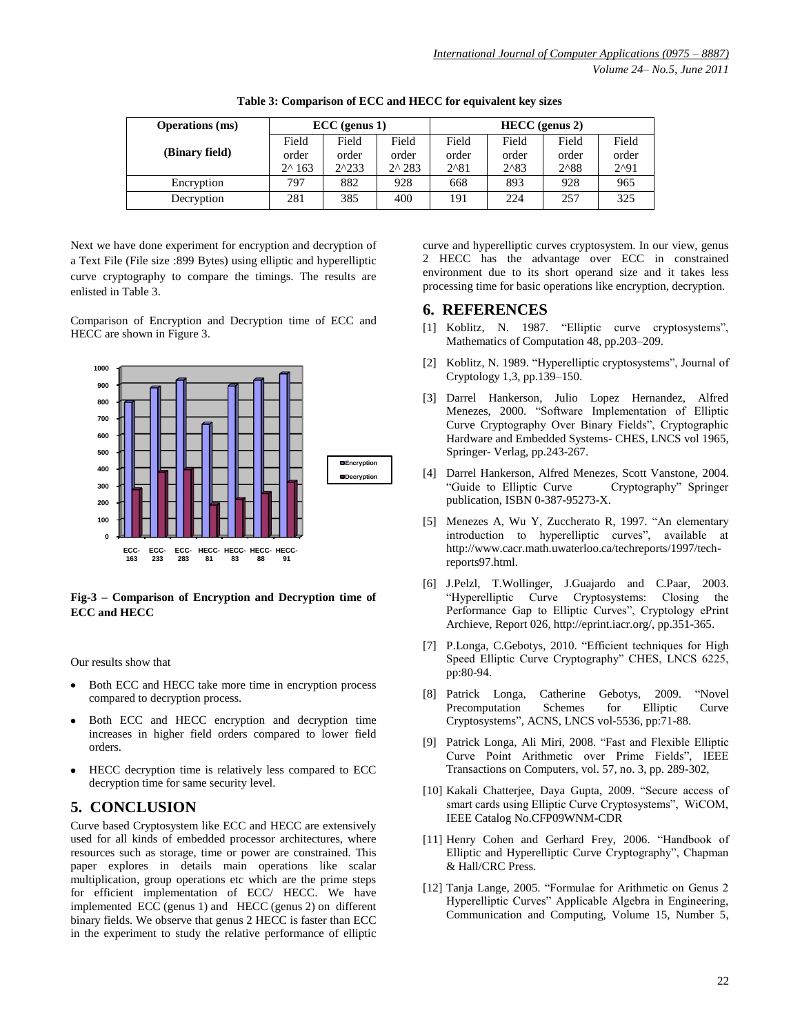**Table 3: Comparison of ECC and HECC for equivalent key sizes**

| Operations (ms) (Binary field) | ECC (genus 1) | | | HECC (genus 2) | | | |
|---|---|---|---|---|---|---|---|
| | Field order 2^ 163 | Field order 2^233 | Field order 2^ 283 | Field order 2^81 | Field order 2^83 | Field order 2^88 | Field order 2^91 |
| Encryption | 797 | 882 | 928 | 668 | 893 | 928 | 965 |
| Decryption | 281 | 385 | 400 | 191 | 224 | 257 | 325 |

Next we have done experiment for encryption and decryption of a Text File (File size :899 Bytes) using elliptic and hyperelliptic curve cryptography to compare the timings. The results are enlisted in Table 3.

Comparison of Encryption and Decryption time of ECC and HECC are shown in Figure 3.

**Fig-3 – Comparison of Encryption and Decryption time of ECC and HECC**

Our results show that

- Both ECC and HECC take more time in encryption process compared to decryption process.
- Both ECC and HECC encryption and decryption time increases in higher field orders compared to lower field orders.
- HECC decryption time is relatively less compared to ECC decryption time for same security level.

## 5. CONCLUSION

Curve based Cryptosystem like ECC and HECC are extensively used for all kinds of embedded processor architectures, where resources such as storage, time or power are constrained. This paper explores in details main operations like scalar multiplication, group operations etc which are the prime steps for efficient implementation of ECC/ HECC. We have implemented ECC (genus 1) and HECC (genus 2) on different binary fields. We observe that genus 2 HECC is faster than ECC in the experiment to study the relative performance of elliptic curve and hyperelliptic curves cryptosystem. In our view, genus 2 HECC has the advantage over ECC in constrained environment due to its short operand size and it takes less processing time for basic operations like encryption, decryption.

## 6. REFERENCES

[1] Koblitz, N. 1987. "Elliptic curve cryptosystems", Mathematics of Computation 48, pp.203–209.

[2] Koblitz, N. 1989. "Hyperelliptic cryptosystems", Journal of Cryptology 1,3, pp.139–150.

[3] Darrel Hankerson, Julio Lopez Hernandez, Alfred Menezes, 2000. "Software Implementation of Elliptic Curve Cryptography Over Binary Fields", Cryptographic Hardware and Embedded Systems- CHES, LNCS vol 1965, Springer- Verlag, pp.243-267.

[4] Darrel Hankerson, Alfred Menezes, Scott Vanstone, 2004. "Guide to Elliptic Curve Cryptography" Springer publication, ISBN 0-387-95273-X.

[5] Menezes A, Wu Y, Zuccherato R, 1997. "An elementary introduction to hyperelliptic curves", available at http://www.cacr.math.uwaterloo.ca/techreports/1997/tech-reports97.html.

[6] J.Pelzl, T.Wollinger, J.Guajardo and C.Paar, 2003. "Hyperelliptic Curve Cryptosystems: Closing the Performance Gap to Elliptic Curves", Cryptology ePrint Archieve, Report 026, http://eprint.iacr.org/, pp.351-365.

[7] P.Longa, C.Gebotys, 2010. "Efficient techniques for High Speed Elliptic Curve Cryptography" CHES, LNCS 6225, pp:80-94.

[8] Patrick Longa, Catherine Gebotys, 2009. "Novel Precomputation Schemes for Elliptic Curve Cryptosystems", ACNS, LNCS vol-5536, pp:71-88.

[9] Patrick Longa, Ali Miri, 2008. "Fast and Flexible Elliptic Curve Point Arithmetic over Prime Fields", IEEE Transactions on Computers, vol. 57, no. 3, pp. 289-302,

[10] Kakali Chatterjee, Daya Gupta, 2009. "Secure access of smart cards using Elliptic Curve Cryptosystems", WiCOM, IEEE Catalog No.CFP09WNM-CDR

[11] Henry Cohen and Gerhard Frey, 2006. "Handbook of Elliptic and Hyperelliptic Curve Cryptography", Chapman & Hall/CRC Press.

[12] Tanja Lange, 2005. "Formulae for Arithmetic on Genus 2 Hyperelliptic Curves" Applicable Algebra in Engineering, Communication and Computing, Volume 15, Number 5,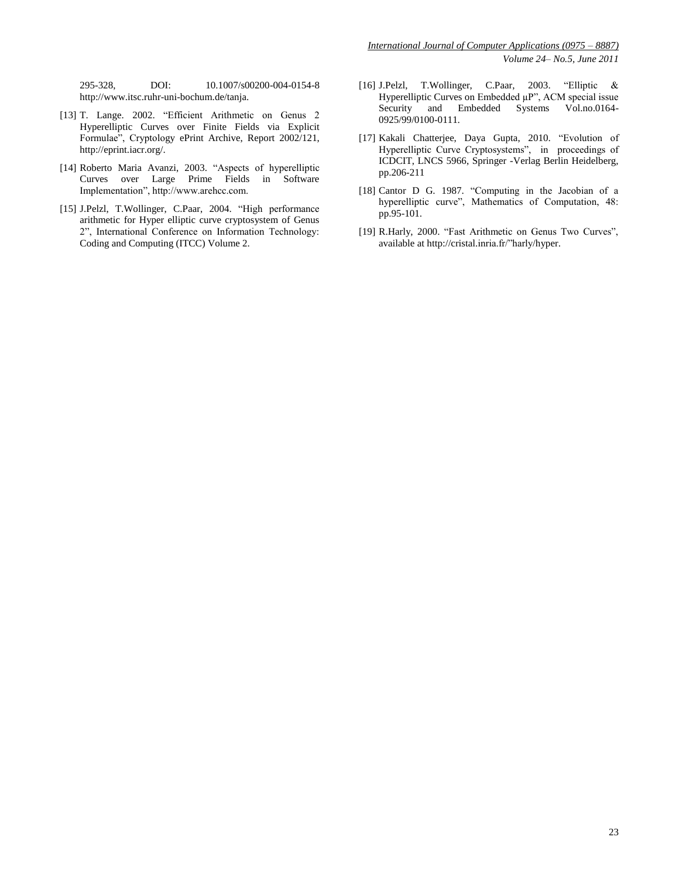295-328, DOI: 10.1007/s00200-004-0154-8 http://www.itsc.ruhr-uni-bochum.de/tanja.

[13] T. Lange. 2002. "Efficient Arithmetic on Genus 2 Hyperelliptic Curves over Finite Fields via Explicit Formulae", Cryptology ePrint Archive, Report 2002/121, http://eprint.iacr.org/.

[14] Roberto Maria Avanzi, 2003. "Aspects of hyperelliptic Curves over Large Prime Fields in Software Implementation", http://www.arehcc.com.

[15] J.Pelzl, T.Wollinger, C.Paar, 2004. "High performance arithmetic for Hyper elliptic curve cryptosystem of Genus 2", International Conference on Information Technology: Coding and Computing (ITCC) Volume 2.

[16] J.Pelzl, T.Wollinger, C.Paar, 2003. "Elliptic & Hyperelliptic Curves on Embedded μP", ACM special issue Security and Embedded Systems Vol.no.0164-0925/99/0100-0111.

[17] Kakali Chatterjee, Daya Gupta, 2010. "Evolution of Hyperelliptic Curve Cryptosystems", in proceedings of ICDCIT, LNCS 5966, Springer -Verlag Berlin Heidelberg, pp.206-211

[18] Cantor D G. 1987. "Computing in the Jacobian of a hyperelliptic curve", Mathematics of Computation, 48: pp.95-101.

[19] R.Harly, 2000. "Fast Arithmetic on Genus Two Curves", available at http://cristal.inria.fr/"harly/hyper.